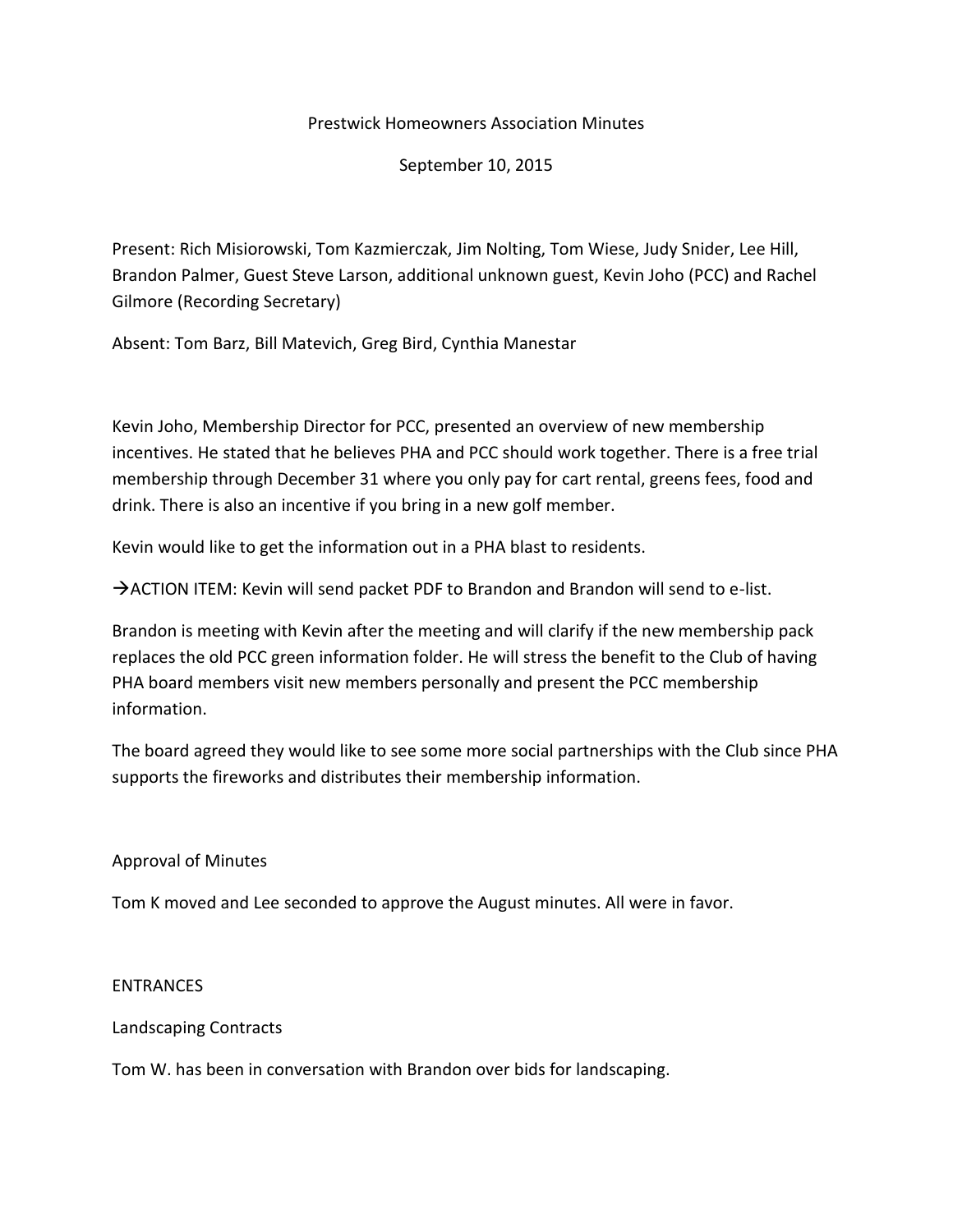# Prestwick Homeowners Association Minutes

September 10, 2015

Present: Rich Misiorowski, Tom Kazmierczak, Jim Nolting, Tom Wiese, Judy Snider, Lee Hill, Brandon Palmer, Guest Steve Larson, additional unknown guest, Kevin Joho (PCC) and Rachel Gilmore (Recording Secretary)

Absent: Tom Barz, Bill Matevich, Greg Bird, Cynthia Manestar

Kevin Joho, Membership Director for PCC, presented an overview of new membership incentives. He stated that he believes PHA and PCC should work together. There is a free trial membership through December 31 where you only pay for cart rental, greens fees, food and drink. There is also an incentive if you bring in a new golf member.

Kevin would like to get the information out in a PHA blast to residents.

→ACTION ITEM: Kevin will send packet PDF to Brandon and Brandon will send to e-list.

Brandon is meeting with Kevin after the meeting and will clarify if the new membership pack replaces the old PCC green information folder. He will stress the benefit to the Club of having PHA board members visit new members personally and present the PCC membership information.

The board agreed they would like to see some more social partnerships with the Club since PHA supports the fireworks and distributes their membership information.

## Approval of Minutes

Tom K moved and Lee seconded to approve the August minutes. All were in favor.

## ENTRANCES

### Landscaping Contracts

Tom W. has been in conversation with Brandon over bids for landscaping.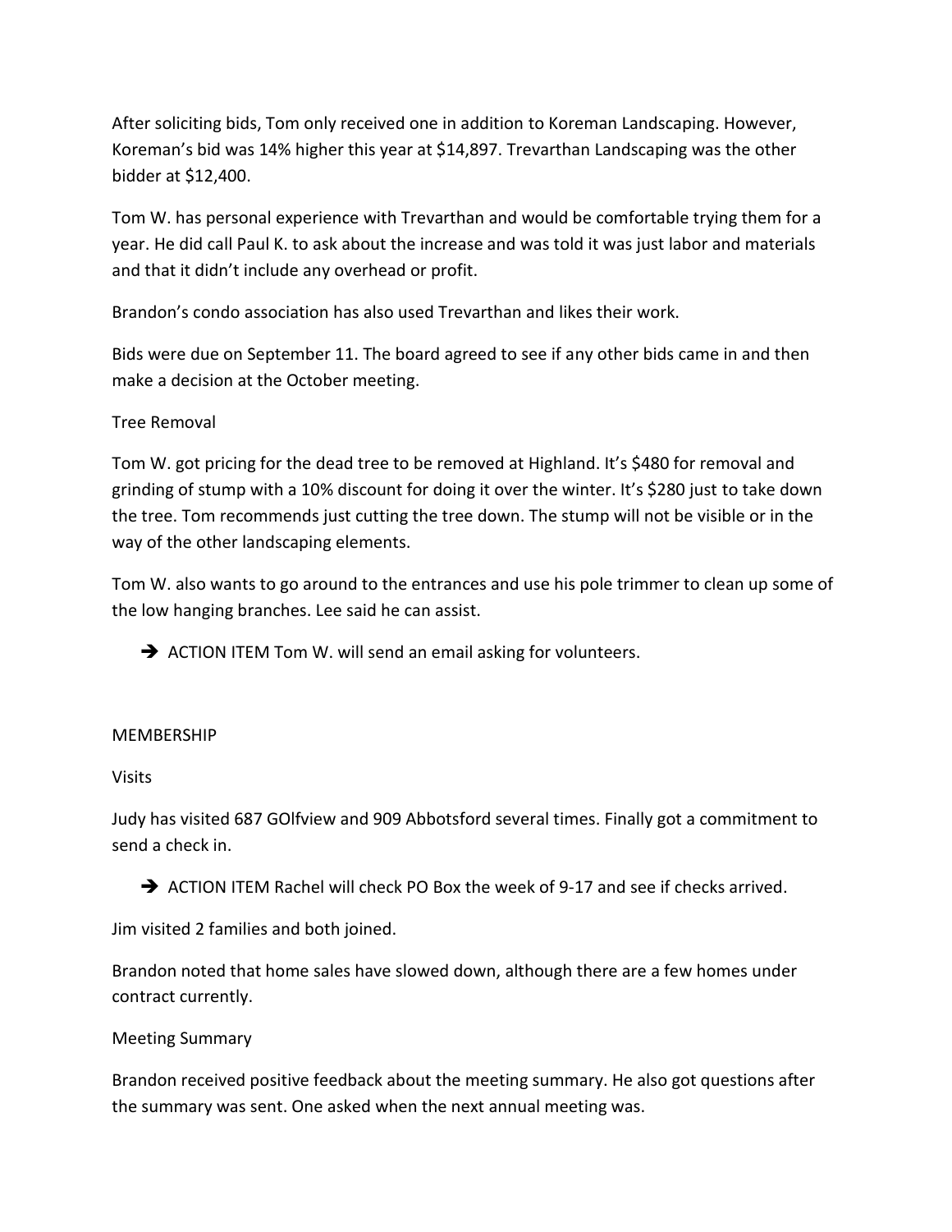After soliciting bids, Tom only received one in addition to Koreman Landscaping. However, Koreman's bid was 14% higher this year at $14,897. Trevarthan Landscaping was the other bidder at $12,400.

Tom W. has personal experience with Trevarthan and would be comfortable trying them for a year. He did call Paul K. to ask about the increase and was told it was just labor and materials and that it didn't include any overhead or profit.

Brandon's condo association has also used Trevarthan and likes their work.

Bids were due on September 11. The board agreed to see if any other bids came in and then make a decision at the October meeting.

Tree Removal

Tom W. got pricing for the dead tree to be removed at Highland. It's $480 for removal and grinding of stump with a 10% discount for doing it over the winter. It's $280 just to take down the tree. Tom recommends just cutting the tree down. The stump will not be visible or in the way of the other landscaping elements.

Tom W. also wants to go around to the entrances and use his pole trimmer to clean up some of the low hanging branches. Lee said he can assist.

- ➔ ACTION ITEM Tom W. will send an email asking for volunteers.

MEMBERSHIP

Visits

Judy has visited 687 GOlfview and 909 Abbotsford several times. Finally got a commitment to send a check in.

- ➔ ACTION ITEM Rachel will check PO Box the week of 9-17 and see if checks arrived.

Jim visited 2 families and both joined.

Brandon noted that home sales have slowed down, although there are a few homes under contract currently.

Meeting Summary

Brandon received positive feedback about the meeting summary. He also got questions after the summary was sent. One asked when the next annual meeting was.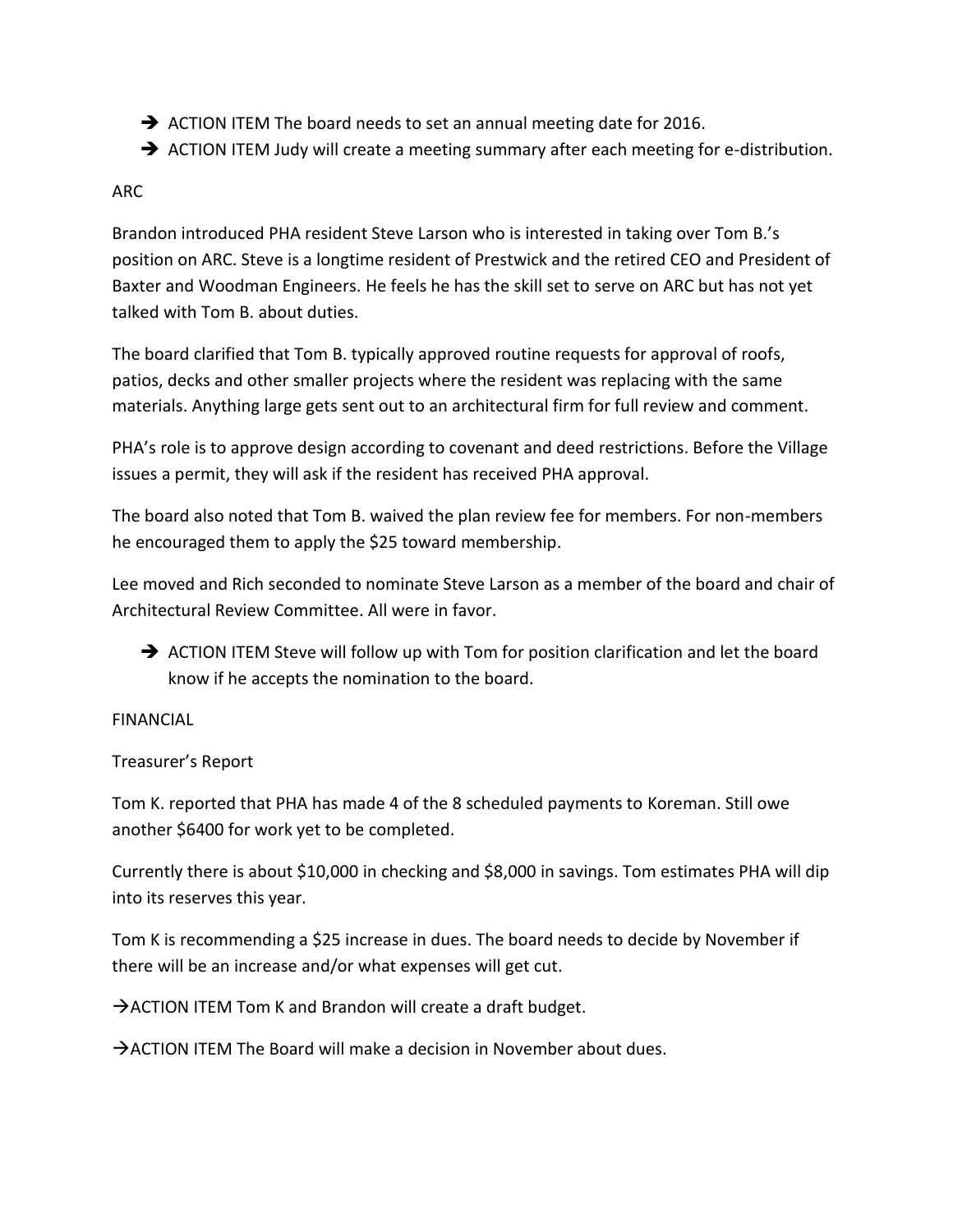- ➔ ACTION ITEM The board needs to set an annual meeting date for 2016.
- ➔ ACTION ITEM Judy will create a meeting summary after each meeting for e-distribution.

ARC

Brandon introduced PHA resident Steve Larson who is interested in taking over Tom B.'s position on ARC. Steve is a longtime resident of Prestwick and the retired CEO and President of Baxter and Woodman Engineers. He feels he has the skill set to serve on ARC but has not yet talked with Tom B. about duties.

The board clarified that Tom B. typically approved routine requests for approval of roofs, patios, decks and other smaller projects where the resident was replacing with the same materials. Anything large gets sent out to an architectural firm for full review and comment.

PHA's role is to approve design according to covenant and deed restrictions. Before the Village issues a permit, they will ask if the resident has received PHA approval.

The board also noted that Tom B. waived the plan review fee for members. For non-members he encouraged them to apply the $25 toward membership.

Lee moved and Rich seconded to nominate Steve Larson as a member of the board and chair of Architectural Review Committee. All were in favor.

- ➔ ACTION ITEM Steve will follow up with Tom for position clarification and let the board know if he accepts the nomination to the board.

FINANCIAL

Treasurer's Report

Tom K. reported that PHA has made 4 of the 8 scheduled payments to Koreman. Still owe another $6400 for work yet to be completed.

Currently there is about $10,000 in checking and $8,000 in savings. Tom estimates PHA will dip into its reserves this year.

Tom K is recommending a $25 increase in dues. The board needs to decide by November if there will be an increase and/or what expenses will get cut.

→ACTION ITEM Tom K and Brandon will create a draft budget.

→ACTION ITEM The Board will make a decision in November about dues.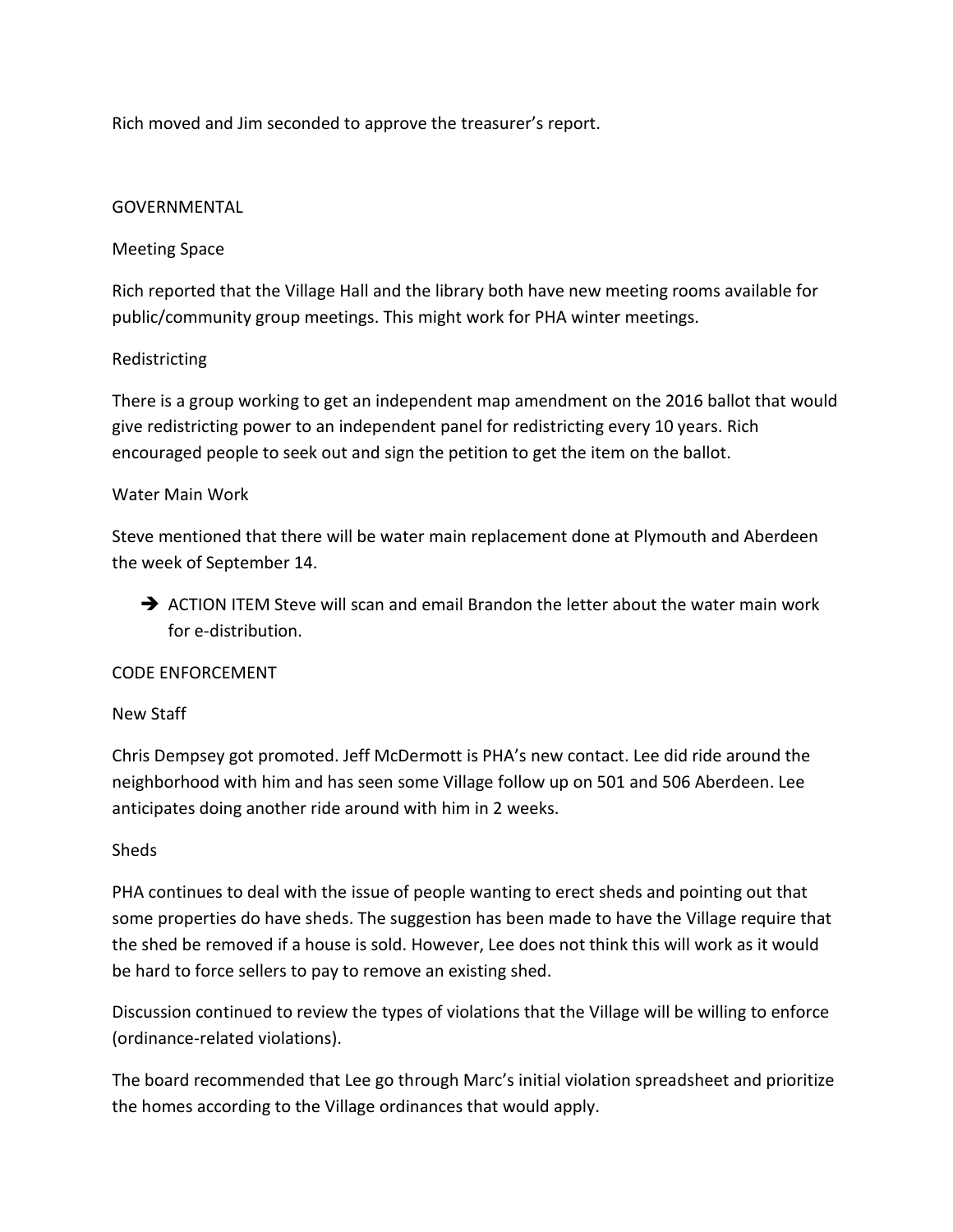Rich moved and Jim seconded to approve the treasurer's report.

## GOVERNMENTAL

### Meeting Space

Rich reported that the Village Hall and the library both have new meeting rooms available for public/community group meetings. This might work for PHA winter meetings.

### Redistricting

There is a group working to get an independent map amendment on the 2016 ballot that would give redistricting power to an independent panel for redistricting every 10 years. Rich encouraged people to seek out and sign the petition to get the item on the ballot.

### Water Main Work

Steve mentioned that there will be water main replacement done at Plymouth and Aberdeen the week of September 14.

- ➔ ACTION ITEM Steve will scan and email Brandon the letter about the water main work for e-distribution.

## CODE ENFORCEMENT

### New Staff

Chris Dempsey got promoted. Jeff McDermott is PHA's new contact. Lee did ride around the neighborhood with him and has seen some Village follow up on 501 and 506 Aberdeen. Lee anticipates doing another ride around with him in 2 weeks.

### Sheds

PHA continues to deal with the issue of people wanting to erect sheds and pointing out that some properties do have sheds. The suggestion has been made to have the Village require that the shed be removed if a house is sold. However, Lee does not think this will work as it would be hard to force sellers to pay to remove an existing shed.

Discussion continued to review the types of violations that the Village will be willing to enforce (ordinance-related violations).

The board recommended that Lee go through Marc's initial violation spreadsheet and prioritize the homes according to the Village ordinances that would apply.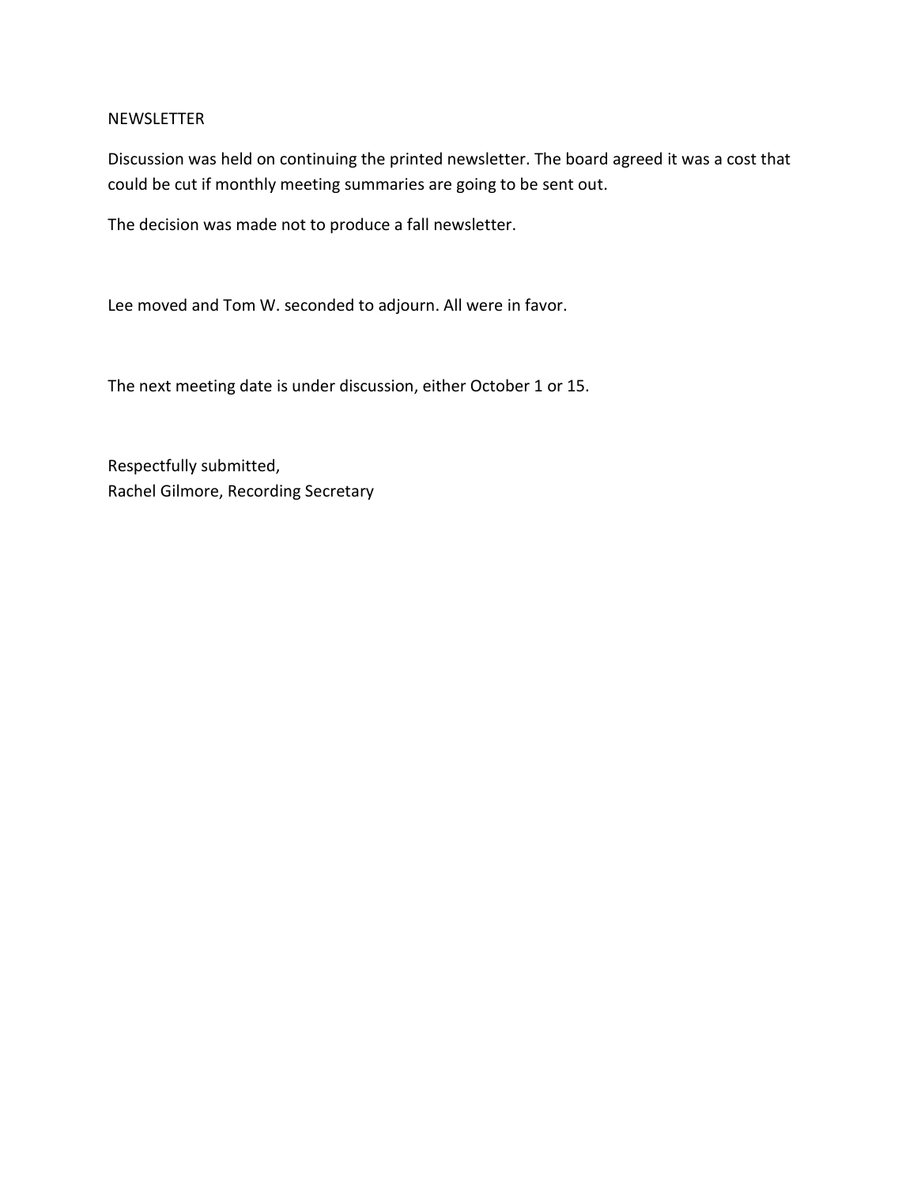## NEWSLETTER

Discussion was held on continuing the printed newsletter. The board agreed it was a cost that could be cut if monthly meeting summaries are going to be sent out.

The decision was made not to produce a fall newsletter.

Lee moved and Tom W. seconded to adjourn. All were in favor.

The next meeting date is under discussion, either October 1 or 15.

Respectfully submitted,
Rachel Gilmore, Recording Secretary